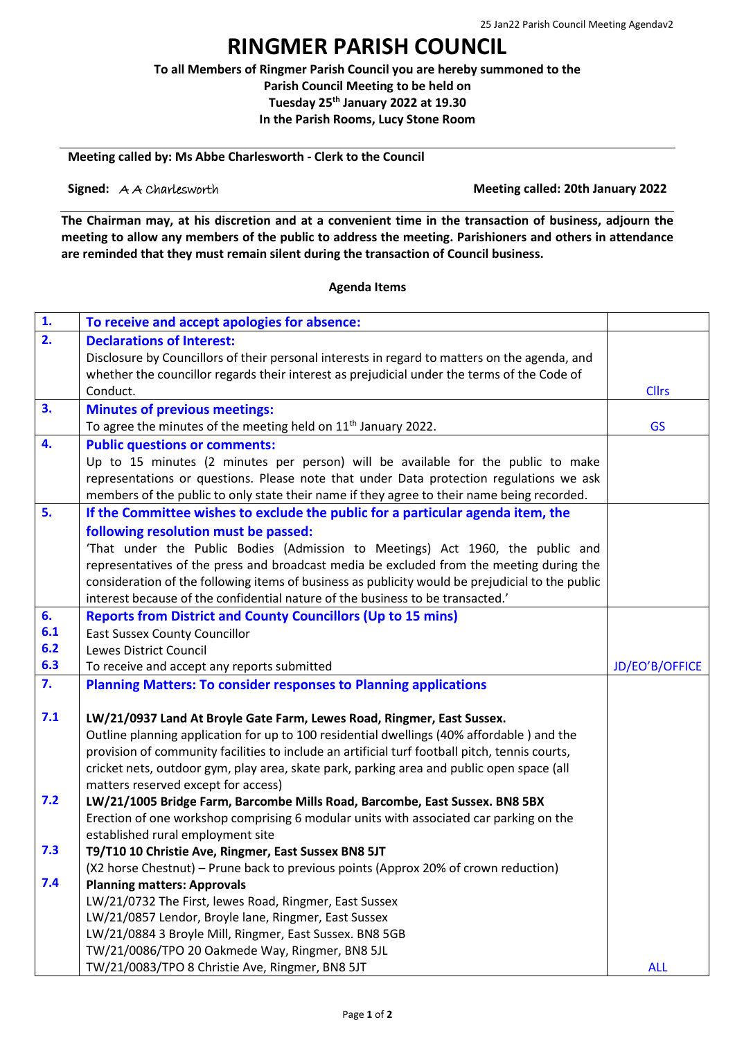# RINGMER PARISH COUNCIL

**To all Members of Ringmer Parish Council you are hereby summoned to the Parish Council Meeting to be held on Tuesday 25th January 2022 at 19.30 In the Parish Rooms, Lucy Stone Room**

**Meeting called by: Ms Abbe Charlesworth - Clerk to the Council**

**Signed:** A A Charlesworth **Meeting called: 20th January 2022**

**The Chairman may, at his discretion and at a convenient time in the transaction of business, adjourn the meeting to allow any members of the public to address the meeting. Parishioners and others in attendance are reminded that they must remain silent during the transaction of Council business.**

**Agenda Items**

| | | |
|---|---|---|
| **1.** | **To receive and accept apologies for absence:** | |
| **2.** | **Declarations of Interest:**<br>Disclosure by Councillors of their personal interests in regard to matters on the agenda, and whether the councillor regards their interest as prejudicial under the terms of the Code of Conduct. | Cllrs |
| **3.** | **Minutes of previous meetings:**<br>To agree the minutes of the meeting held on 11th January 2022. | GS |
| **4.** | **Public questions or comments:**<br>Up to 15 minutes (2 minutes per person) will be available for the public to make representations or questions. Please note that under Data protection regulations we ask members of the public to only state their name if they agree to their name being recorded. | |
| **5.** | **If the Committee wishes to exclude the public for a particular agenda item, the following resolution must be passed:**<br>'That under the Public Bodies (Admission to Meetings) Act 1960, the public and representatives of the press and broadcast media be excluded from the meeting during the consideration of the following items of business as publicity would be prejudicial to the public interest because of the confidential nature of the business to be transacted.' | |
| **6.** | **Reports from District and County Councillors (Up to 15 mins)** | |
| **6.1** | East Sussex County Councillor | |
| **6.2** | Lewes District Council | |
| **6.3** | To receive and accept any reports submitted | JD/EO'B/OFFICE |
| **7.** | **Planning Matters: To consider responses to Planning applications** | |
| **7.1** | **LW/21/0937 Land At Broyle Gate Farm, Lewes Road, Ringmer, East Sussex.**<br>Outline planning application for up to 100 residential dwellings (40% affordable ) and the provision of community facilities to include an artificial turf football pitch, tennis courts, cricket nets, outdoor gym, play area, skate park, parking area and public open space (all matters reserved except for access) | |
| **7.2** | **LW/21/1005 Bridge Farm, Barcombe Mills Road, Barcombe, East Sussex. BN8 5BX**<br>Erection of one workshop comprising 6 modular units with associated car parking on the established rural employment site | |
| **7.3** | **T9/T10 10 Christie Ave, Ringmer, East Sussex BN8 5JT**<br>(X2 horse Chestnut) – Prune back to previous points (Approx 20% of crown reduction) | |
| **7.4** | **Planning matters: Approvals**<br>LW/21/0732 The First, lewes Road, Ringmer, East Sussex<br>LW/21/0857 Lendor, Broyle lane, Ringmer, East Sussex<br>LW/21/0884 3 Broyle Mill, Ringmer, East Sussex. BN8 5GB<br>TW/21/0086/TPO 20 Oakmede Way, Ringmer, BN8 5JL<br>TW/21/0083/TPO 8 Christie Ave, Ringmer, BN8 5JT | ALL |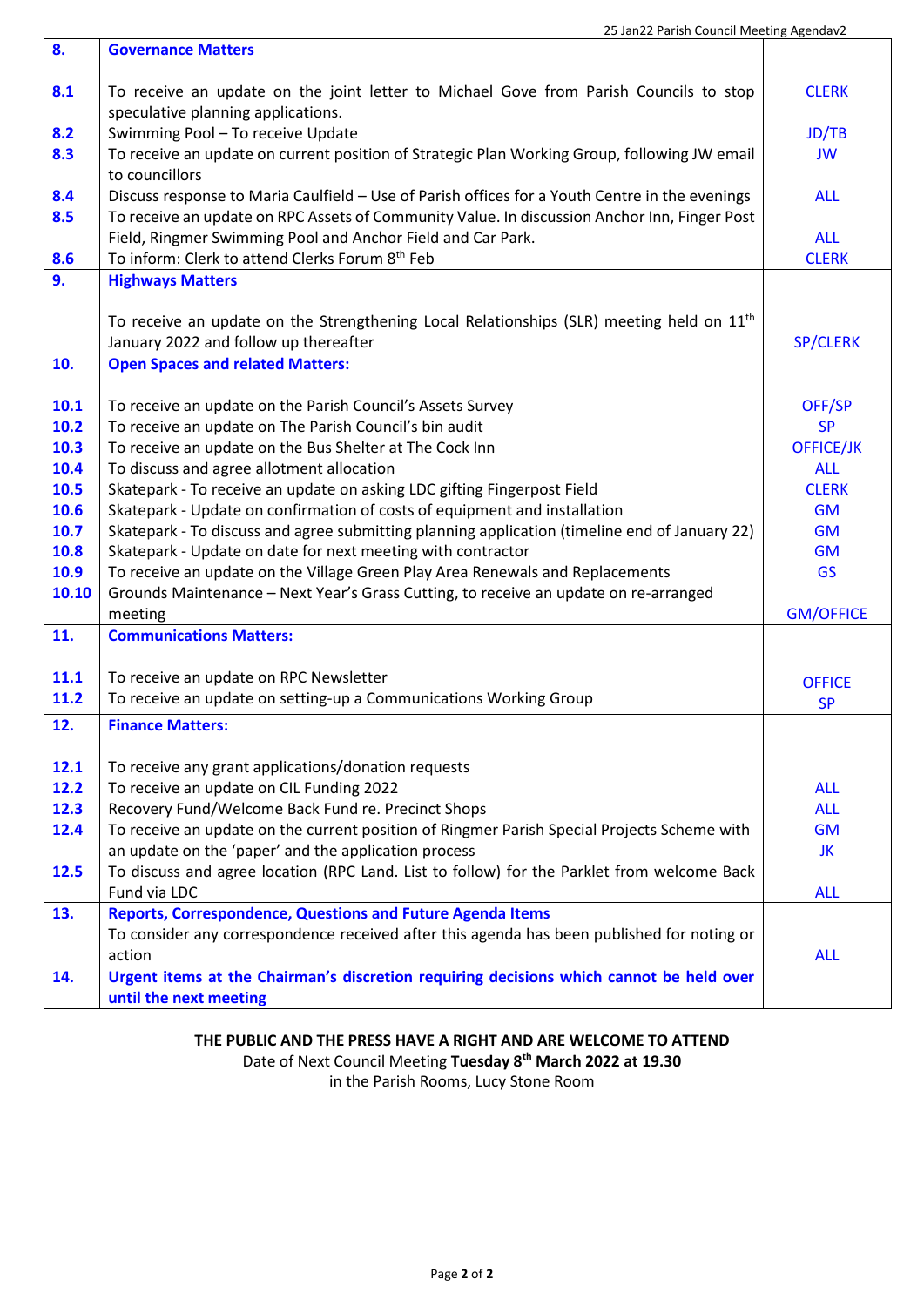| | | |
|---|---|---|
| **8.** | **Governance Matters** | |
| **8.1** | To receive an update on the joint letter to Michael Gove from Parish Councils to stop speculative planning applications. | CLERK |
| **8.2** | Swimming Pool – To receive Update | JD/TB |
| **8.3** | To receive an update on current position of Strategic Plan Working Group, following JW email to councillors | JW |
| **8.4** | Discuss response to Maria Caulfield – Use of Parish offices for a Youth Centre in the evenings | ALL |
| **8.5** | To receive an update on RPC Assets of Community Value. In discussion Anchor Inn, Finger Post Field, Ringmer Swimming Pool and Anchor Field and Car Park. | ALL |
| **8.6** | To inform: Clerk to attend Clerks Forum 8th Feb | CLERK |
| **9.** | **Highways Matters** | |
| | To receive an update on the Strengthening Local Relationships (SLR) meeting held on 11th January 2022 and follow up thereafter | SP/CLERK |
| **10.** | **Open Spaces and related Matters:** | |
| **10.1** | To receive an update on the Parish Council's Assets Survey | OFF/SP |
| **10.2** | To receive an update on The Parish Council's bin audit | SP |
| **10.3** | To receive an update on the Bus Shelter at The Cock Inn | OFFICE/JK |
| **10.4** | To discuss and agree allotment allocation | ALL |
| **10.5** | Skatepark - To receive an update on asking LDC gifting Fingerpost Field | CLERK |
| **10.6** | Skatepark - Update on confirmation of costs of equipment and installation | GM |
| **10.7** | Skatepark - To discuss and agree submitting planning application (timeline end of January 22) | GM |
| **10.8** | Skatepark - Update on date for next meeting with contractor | GM |
| **10.9** | To receive an update on the Village Green Play Area Renewals and Replacements | GS |
| **10.10** | Grounds Maintenance – Next Year's Grass Cutting, to receive an update on re-arranged meeting | GM/OFFICE |
| **11.** | **Communications Matters:** | |
| **11.1** | To receive an update on RPC Newsletter | OFFICE |
| **11.2** | To receive an update on setting-up a Communications Working Group | SP |
| **12.** | **Finance Matters:** | |
| **12.1** | To receive any grant applications/donation requests | ALL |
| **12.2** | To receive an update on CIL Funding 2022 | ALL |
| **12.3** | Recovery Fund/Welcome Back Fund re. Precinct Shops | GM |
| **12.4** | To receive an update on the current position of Ringmer Parish Special Projects Scheme with an update on the 'paper' and the application process | JK |
| **12.5** | To discuss and agree location (RPC Land. List to follow) for the Parklet from welcome Back Fund via LDC | ALL |
| **13.** | **Reports, Correspondence, Questions and Future Agenda Items** To consider any correspondence received after this agenda has been published for noting or action | ALL |
| **14.** | **Urgent items at the Chairman's discretion requiring decisions which cannot be held over until the next meeting** | |

**THE PUBLIC AND THE PRESS HAVE A RIGHT AND ARE WELCOME TO ATTEND**

Date of Next Council Meeting **Tuesday 8th March 2022 at 19.30**

in the Parish Rooms, Lucy Stone Room